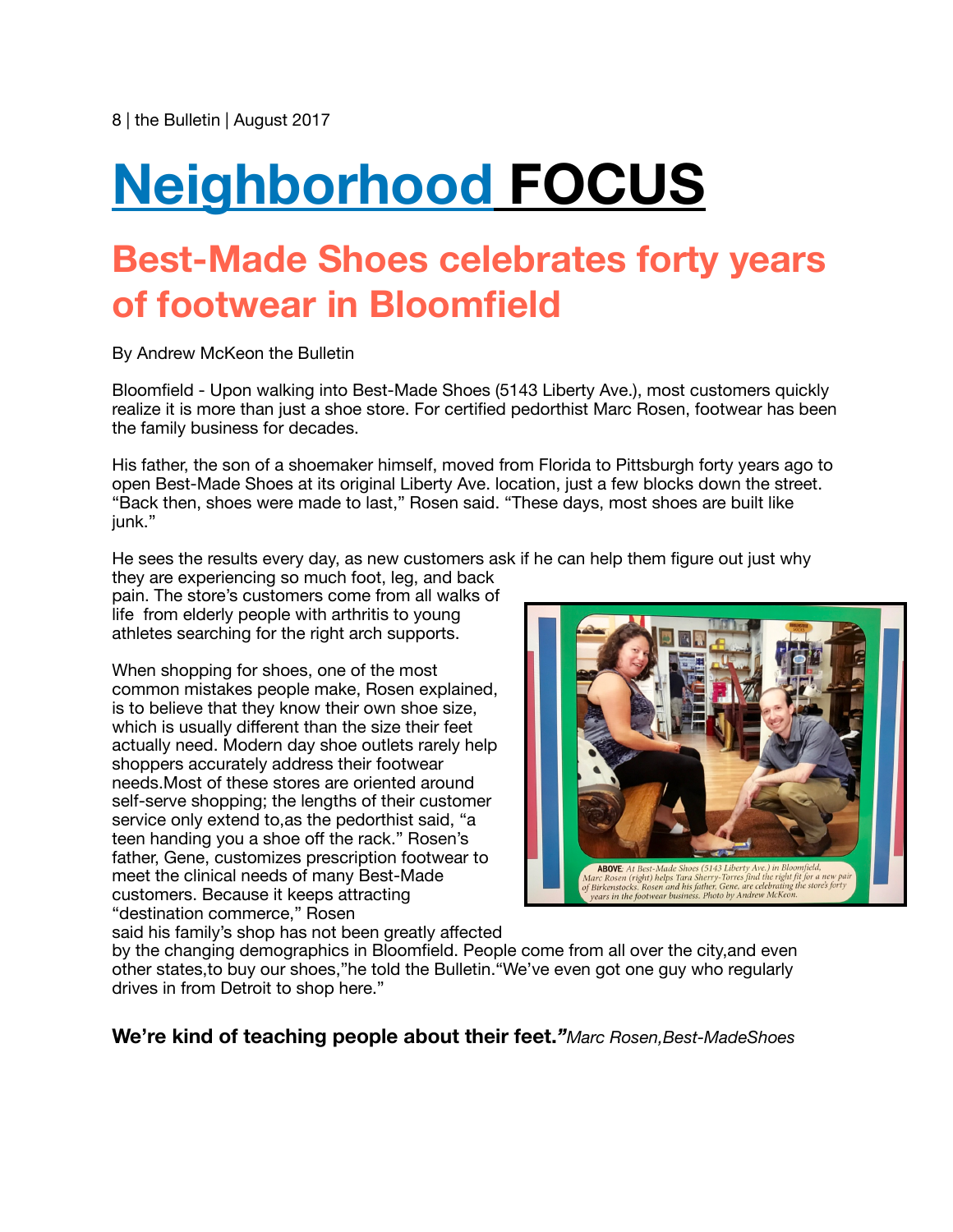# Neighborhood FOCUS

## Best-Made Shoes celebrates forty years of footwear in Bloomfield

By Andrew McKeon the Bulletin

Bloomfield - Upon walking into Best-Made Shoes (5143 Liberty Ave.), most customers quickly realize it is more than just a shoe store. For certified pedorthist Marc Rosen, footwear has been the family business for decades.

His father, the son of a shoemaker himself, moved from Florida to Pittsburgh forty years ago to open Best-Made Shoes at its original Liberty Ave. location, just a few blocks down the street. "Back then, shoes were made to last," Rosen said. "These days, most shoes are built like junk."

He sees the results every day, as new customers ask if he can help them figure out just why they are experiencing so much foot, leg, and back pain. The store's customers come from all walks of life  from elderly people with arthritis to young athletes searching for the right arch supports.

When shopping for shoes, one of the most common mistakes people make, Rosen explained, is to believe that they know their own shoe size, which is usually different than the size their feet actually need. Modern day shoe outlets rarely help shoppers accurately address their footwear needs.Most of these stores are oriented around self-serve shopping; the lengths of their customer service only extend to,as the pedorthist said, "a teen handing you a shoe off the rack." Rosen's father, Gene, customizes prescription footwear to meet the clinical needs of many Best-Made customers. Because it keeps attracting "destination commerce," Rosen said his family's shop has not been greatly affected by the changing demographics in Bloomfield. People come from all over the city,and even other states,to buy our shoes,"he told the Bulletin."We've even got one guy who regularly drives in from Detroit to shop here."

**ABOVE**: At Best-Made Shoes (5143 Liberty Ave.) in Bloomfield, Marc Rosen (right) helps Tara Sherry-Torres find the right fit for a new pair of Birkenstocks. Rosen and his father, Gene, are celebrating the store's forty years in the footwear business. Photo by Andrew McKeon.

**We're kind of teaching people about their feet."** *Marc Rosen,Best-MadeShoes*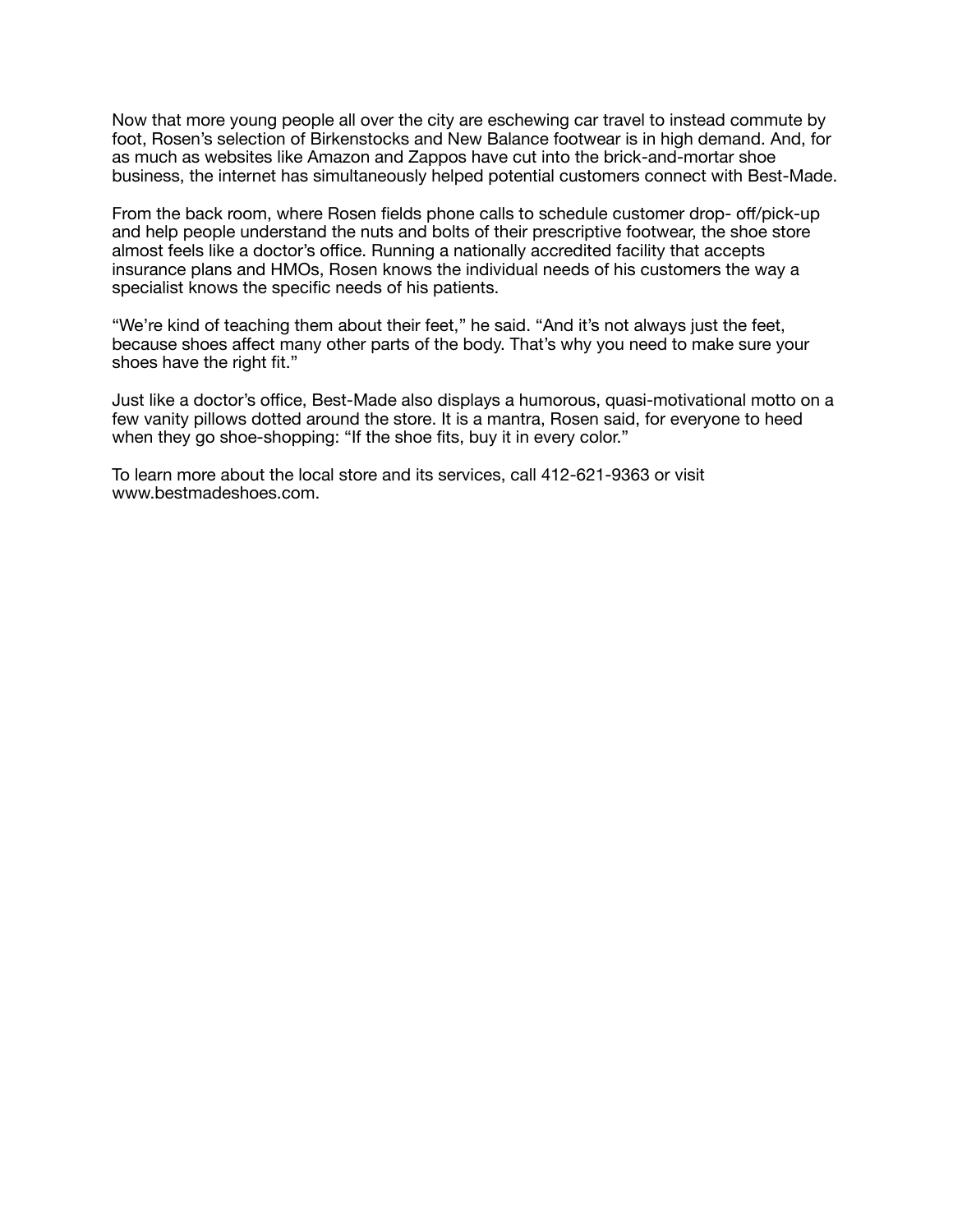Now that more young people all over the city are eschewing car travel to instead commute by foot, Rosen's selection of Birkenstocks and New Balance footwear is in high demand. And, for as much as websites like Amazon and Zappos have cut into the brick-and-mortar shoe business, the internet has simultaneously helped potential customers connect with Best-Made.

From the back room, where Rosen fields phone calls to schedule customer drop- off/pick-up and help people understand the nuts and bolts of their prescriptive footwear, the shoe store almost feels like a doctor's office. Running a nationally accredited facility that accepts insurance plans and HMOs, Rosen knows the individual needs of his customers the way a specialist knows the specific needs of his patients.

"We're kind of teaching them about their feet," he said. "And it's not always just the feet, because shoes affect many other parts of the body. That's why you need to make sure your shoes have the right fit."

Just like a doctor's office, Best-Made also displays a humorous, quasi-motivational motto on a few vanity pillows dotted around the store. It is a mantra, Rosen said, for everyone to heed when they go shoe-shopping: "If the shoe fits, buy it in every color."

To learn more about the local store and its services, call 412-621-9363 or visit www.bestmadeshoes.com.